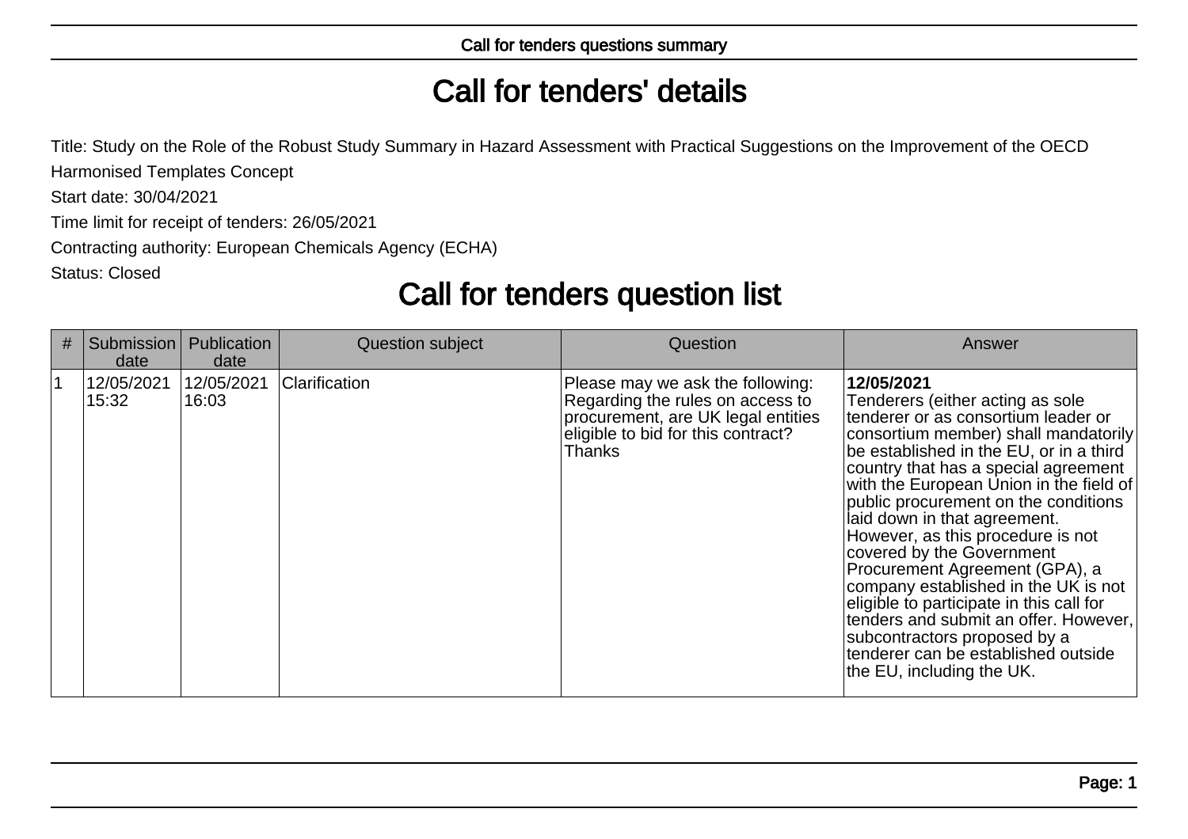# Call for tenders' details

Title: Study on the Role of the Robust Study Summary in Hazard Assessment with Practical Suggestions on the Improvement of the OECD Harmonised Templates Concept

Start date: 30/04/2021

Time limit for receipt of tenders: 26/05/2021

Contracting authority: European Chemicals Agency (ECHA)

Status: Closed

# Call for tenders question list

| # | Submission date | Publication date | Question subject | Question | Answer |
|---|---|---|---|---|---|
| 1 | 12/05/2021 15:32 | 12/05/2021 16:03 | Clarification | Please may we ask the following: Regarding the rules on access to procurement, are UK legal entities eligible to bid for this contract? Thanks | **12/05/2021** Tenderers (either acting as sole tenderer or as consortium leader or consortium member) shall mandatorily be established in the EU, or in a third country that has a special agreement with the European Union in the field of public procurement on the conditions laid down in that agreement. However, as this procedure is not covered by the Government Procurement Agreement (GPA), a company established in the UK is not eligible to participate in this call for tenders and submit an offer. However, subcontractors proposed by a tenderer can be established outside the EU, including the UK. |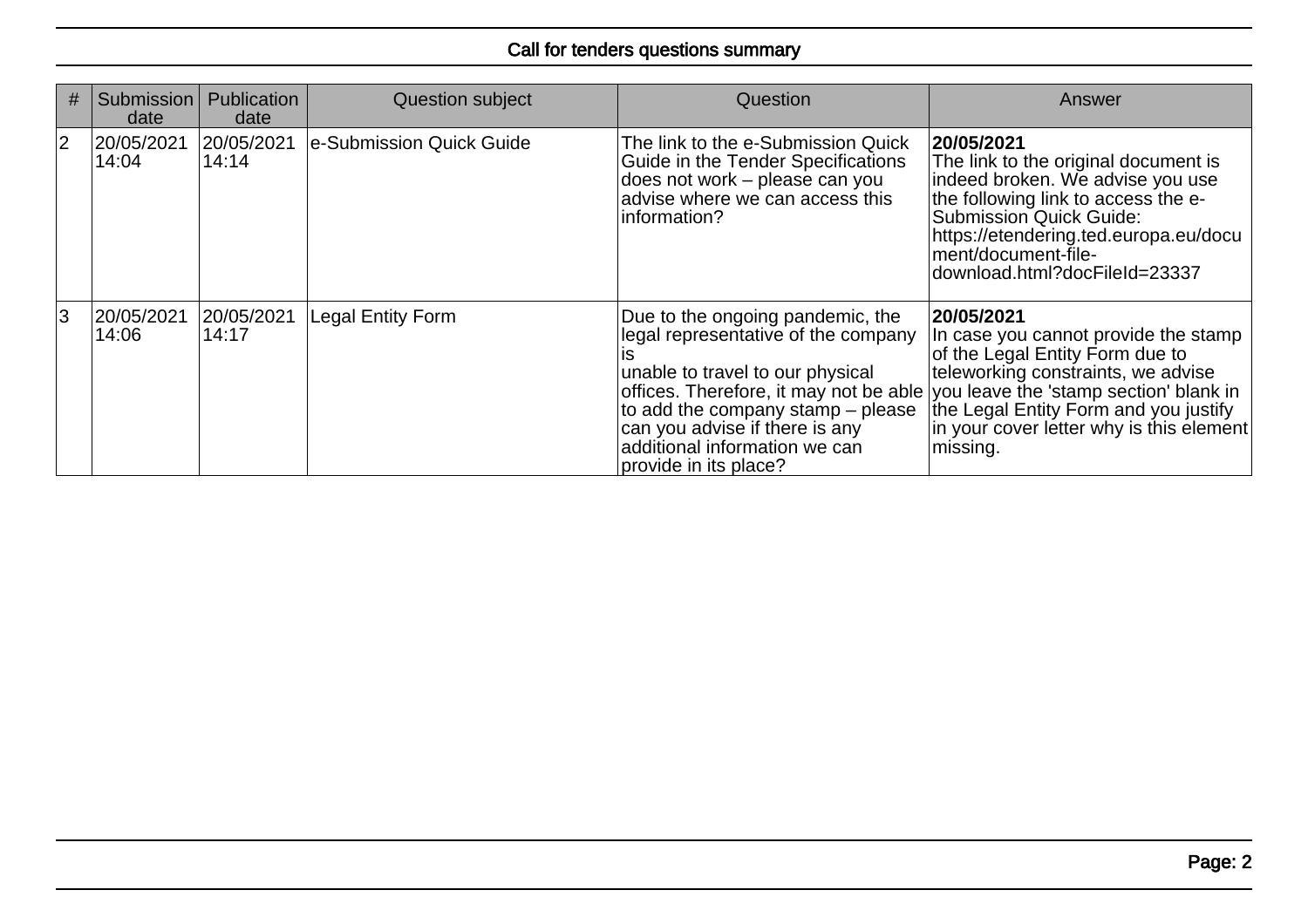## Call for tenders questions summary

| # | Submission date | Publication date | Question subject | Question | Answer |
|---|---|---|---|---|---|
| 2 | 20/05/2021 14:04 | 20/05/2021 14:14 | e-Submission Quick Guide | The link to the e-Submission Quick Guide in the Tender Specifications does not work – please can you advise where we can access this information? | **20/05/2021** The link to the original document is indeed broken. We advise you use the following link to access the e-Submission Quick Guide: https://etendering.ted.europa.eu/document/document-file-download.html?docFileId=23337 |
| 3 | 20/05/2021 14:06 | 20/05/2021 14:17 | Legal Entity Form | Due to the ongoing pandemic, the legal representative of the company is unable to travel to our physical offices. Therefore, it may not be able to add the company stamp – please can you advise if there is any additional information we can provide in its place? | **20/05/2021** In case you cannot provide the stamp of the Legal Entity Form due to teleworking constraints, we advise you leave the 'stamp section' blank in the Legal Entity Form and you justify in your cover letter why is this element missing. |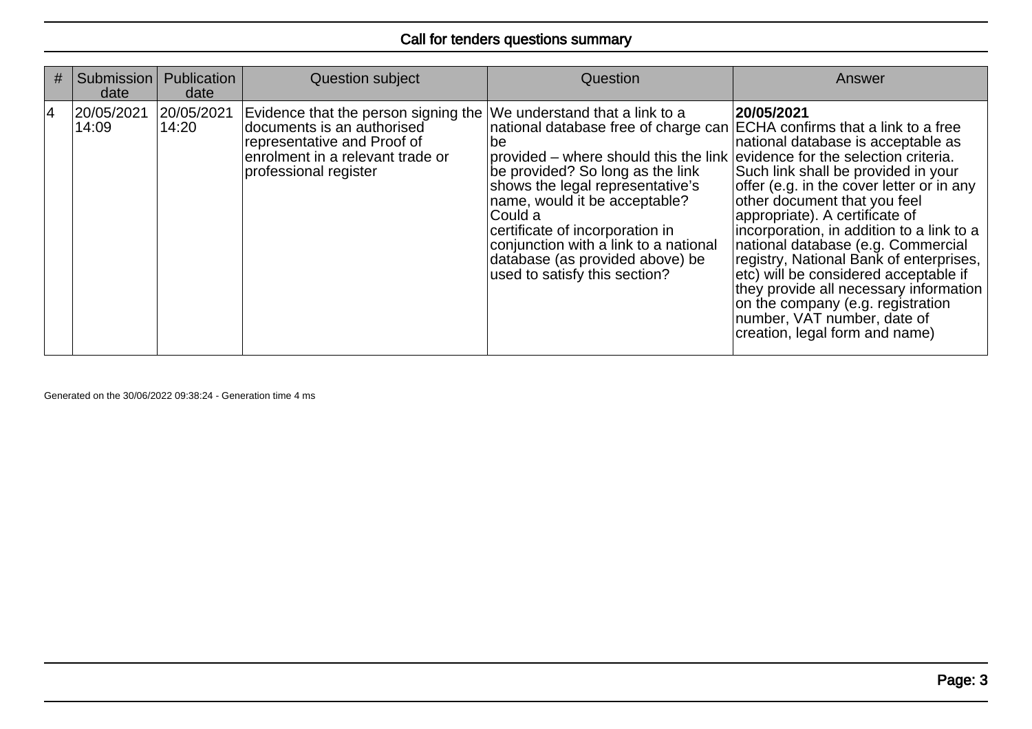## Call for tenders questions summary

| # | Submission date | Publication date | Question subject | Question | Answer |
|---|---|---|---|---|---|
| 4 | 20/05/2021 14:09 | 20/05/2021 14:20 | Evidence that the person signing the documents is an authorised representative and Proof of enrolment in a relevant trade or professional register | We understand that a link to a national database free of charge can be provided – where should this the link be provided? So long as the link shows the legal representative's name, would it be acceptable? Could a certificate of incorporation in conjunction with a link to a national database (as provided above) be used to satisfy this section? | **20/05/2021** ECHA confirms that a link to a free national database is acceptable as evidence for the selection criteria. Such link shall be provided in your offer (e.g. in the cover letter or in any other document that you feel appropriate). A certificate of incorporation, in addition to a link to a national database (e.g. Commercial registry, National Bank of enterprises, etc) will be considered acceptable if they provide all necessary information on the company (e.g. registration number, VAT number, date of creation, legal form and name) |

Generated on the 30/06/2022 09:38:24 - Generation time 4 ms